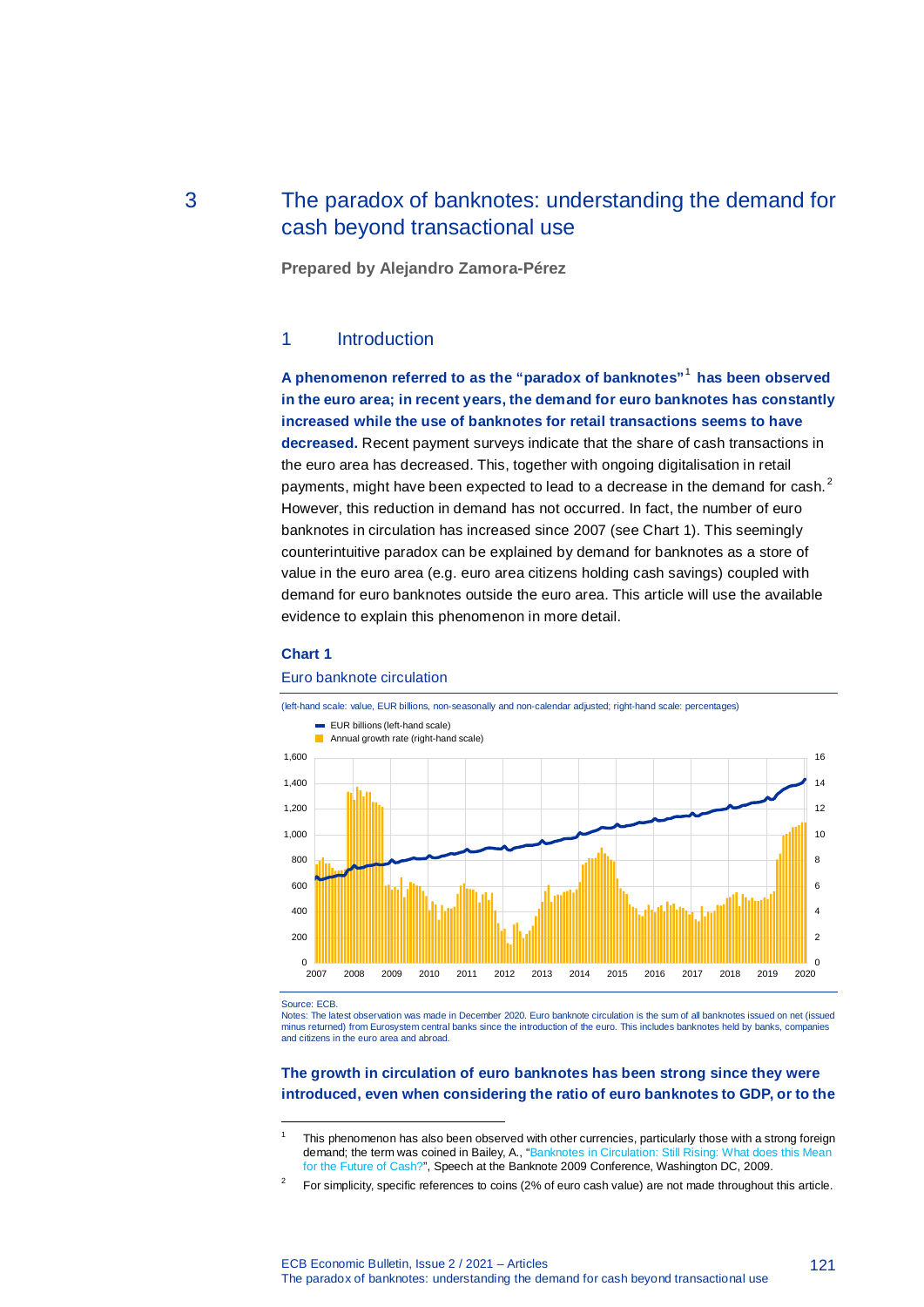# 3 The paradox of banknotes: understanding the demand for cash beyond transactional use

**Prepared by Alejandro Zamora-Pérez**

## 1 Introduction

**A phenomenon referred to as the "paradox of banknotes"[1] has been observed in the euro area; in recent years, the demand for euro banknotes has constantly increased while the use of banknotes for retail transactions seems to have decreased.** Recent payment surveys indicate that the share of cash transactions in the euro area has decreased. This, together with ongoing digitalisation in retail payments, might have been expected to lead to a decrease in the demand for cash.[2] However, this reduction in demand has not occurred. In fact, the number of euro banknotes in circulation has increased since 2007 (see Chart 1). This seemingly counterintuitive paradox can be explained by demand for banknotes as a store of value in the euro area (e.g. euro area citizens holding cash savings) coupled with demand for euro banknotes outside the euro area. This article will use the available evidence to explain this phenomenon in more detail.

**Chart 1**

Euro banknote circulation

(left-hand scale: value, EUR billions, non-seasonally and non-calendar adjusted; right-hand scale: percentages)

Source: ECB.
Notes: The latest observation was made in December 2020. Euro banknote circulation is the sum of all banknotes issued on net (issued minus returned) from Eurosystem central banks since the introduction of the euro. This includes banknotes held by banks, companies and citizens in the euro area and abroad.

**The growth in circulation of euro banknotes has been strong since they were introduced, even when considering the ratio of euro banknotes to GDP, or to the**

---

[1] This phenomenon has also been observed with other currencies, particularly those with a strong foreign demand; the term was coined in Bailey, A., "Banknotes in Circulation: Still Rising: What does this Mean for the Future of Cash?", Speech at the Banknote 2009 Conference, Washington DC, 2009.

[2] For simplicity, specific references to coins (2% of euro cash value) are not made throughout this article.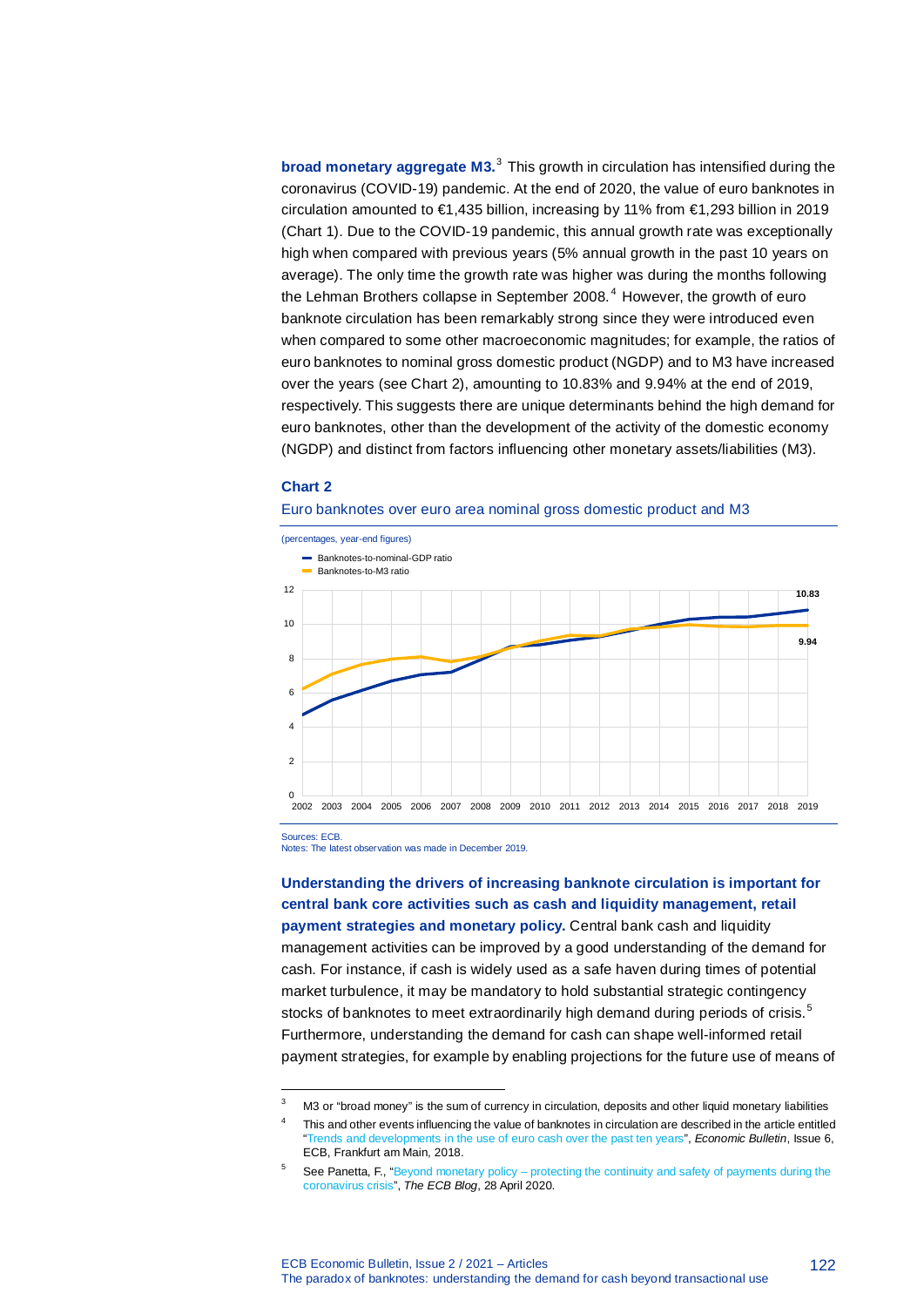**broad monetary aggregate M3.**[3] This growth in circulation has intensified during the coronavirus (COVID-19) pandemic. At the end of 2020, the value of euro banknotes in circulation amounted to €1,435 billion, increasing by 11% from €1,293 billion in 2019 (Chart 1). Due to the COVID-19 pandemic, this annual growth rate was exceptionally high when compared with previous years (5% annual growth in the past 10 years on average). The only time the growth rate was higher was during the months following the Lehman Brothers collapse in September 2008.[4] However, the growth of euro banknote circulation has been remarkably strong since they were introduced even when compared to some other macroeconomic magnitudes; for example, the ratios of euro banknotes to nominal gross domestic product (NGDP) and to M3 have increased over the years (see Chart 2), amounting to 10.83% and 9.94% at the end of 2019, respectively. This suggests there are unique determinants behind the high demand for euro banknotes, other than the development of the activity of the domestic economy (NGDP) and distinct from factors influencing other monetary assets/liabilities (M3).

### Chart 2

Euro banknotes over euro area nominal gross domestic product and M3

(percentages, year-end figures)

- Banknotes-to-nominal-GDP ratio
- Banknotes-to-M3 ratio

Sources: ECB.
Notes: The latest observation was made in December 2019.

**Understanding the drivers of increasing banknote circulation is important for central bank core activities such as cash and liquidity management, retail payment strategies and monetary policy.** Central bank cash and liquidity management activities can be improved by a good understanding of the demand for cash. For instance, if cash is widely used as a safe haven during times of potential market turbulence, it may be mandatory to hold substantial strategic contingency stocks of banknotes to meet extraordinarily high demand during periods of crisis.[5] Furthermore, understanding the demand for cash can shape well-informed retail payment strategies, for example by enabling projections for the future use of means of

---

[3] M3 or "broad money" is the sum of currency in circulation, deposits and other liquid monetary liabilities

[4] This and other events influencing the value of banknotes in circulation are described in the article entitled "Trends and developments in the use of euro cash over the past ten years", *Economic Bulletin*, Issue 6, ECB, Frankfurt am Main, 2018.

[5] See Panetta, F., "Beyond monetary policy – protecting the continuity and safety of payments during the coronavirus crisis", *The ECB Blog*, 28 April 2020.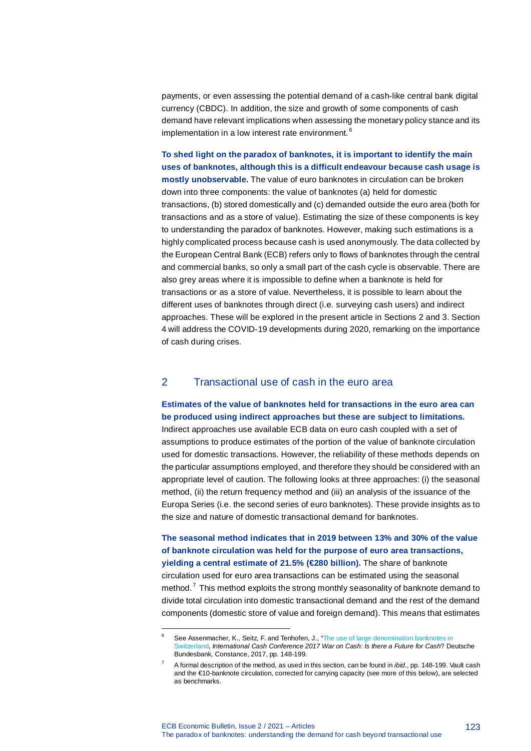payments, or even assessing the potential demand of a cash-like central bank digital currency (CBDC). In addition, the size and growth of some components of cash demand have relevant implications when assessing the monetary policy stance and its implementation in a low interest rate environment.[6]

**To shed light on the paradox of banknotes, it is important to identify the main uses of banknotes, although this is a difficult endeavour because cash usage is mostly unobservable.** The value of euro banknotes in circulation can be broken down into three components: the value of banknotes (a) held for domestic transactions, (b) stored domestically and (c) demanded outside the euro area (both for transactions and as a store of value). Estimating the size of these components is key to understanding the paradox of banknotes. However, making such estimations is a highly complicated process because cash is used anonymously. The data collected by the European Central Bank (ECB) refers only to flows of banknotes through the central and commercial banks, so only a small part of the cash cycle is observable. There are also grey areas where it is impossible to define when a banknote is held for transactions or as a store of value. Nevertheless, it is possible to learn about the different uses of banknotes through direct (i.e. surveying cash users) and indirect approaches. These will be explored in the present article in Sections 2 and 3. Section 4 will address the COVID-19 developments during 2020, remarking on the importance of cash during crises.

## 2 Transactional use of cash in the euro area

**Estimates of the value of banknotes held for transactions in the euro area can be produced using indirect approaches but these are subject to limitations.** Indirect approaches use available ECB data on euro cash coupled with a set of assumptions to produce estimates of the portion of the value of banknote circulation used for domestic transactions. However, the reliability of these methods depends on the particular assumptions employed, and therefore they should be considered with an appropriate level of caution. The following looks at three approaches: (i) the seasonal method, (ii) the return frequency method and (iii) an analysis of the issuance of the Europa Series (i.e. the second series of euro banknotes). These provide insights as to the size and nature of domestic transactional demand for banknotes.

**The seasonal method indicates that in 2019 between 13% and 30% of the value of banknote circulation was held for the purpose of euro area transactions, yielding a central estimate of 21.5% (€280 billion).** The share of banknote circulation used for euro area transactions can be estimated using the seasonal method.[7] This method exploits the strong monthly seasonality of banknote demand to divide total circulation into domestic transactional demand and the rest of the demand components (domestic store of value and foreign demand). This means that estimates

---

[6] See Assenmacher, K., Seitz, F. and Tenhofen, J., "The use of large denomination banknotes in Switzerland", *International Cash Conference 2017 War on Cash: Is there a Future for Cash?* Deutsche Bundesbank, Constance, 2017, pp. 148-199.

[7] A formal description of the method, as used in this section, can be found in *ibid*., pp. 148-199. Vault cash and the €10-banknote circulation, corrected for carrying capacity (see more of this below), are selected as benchmarks.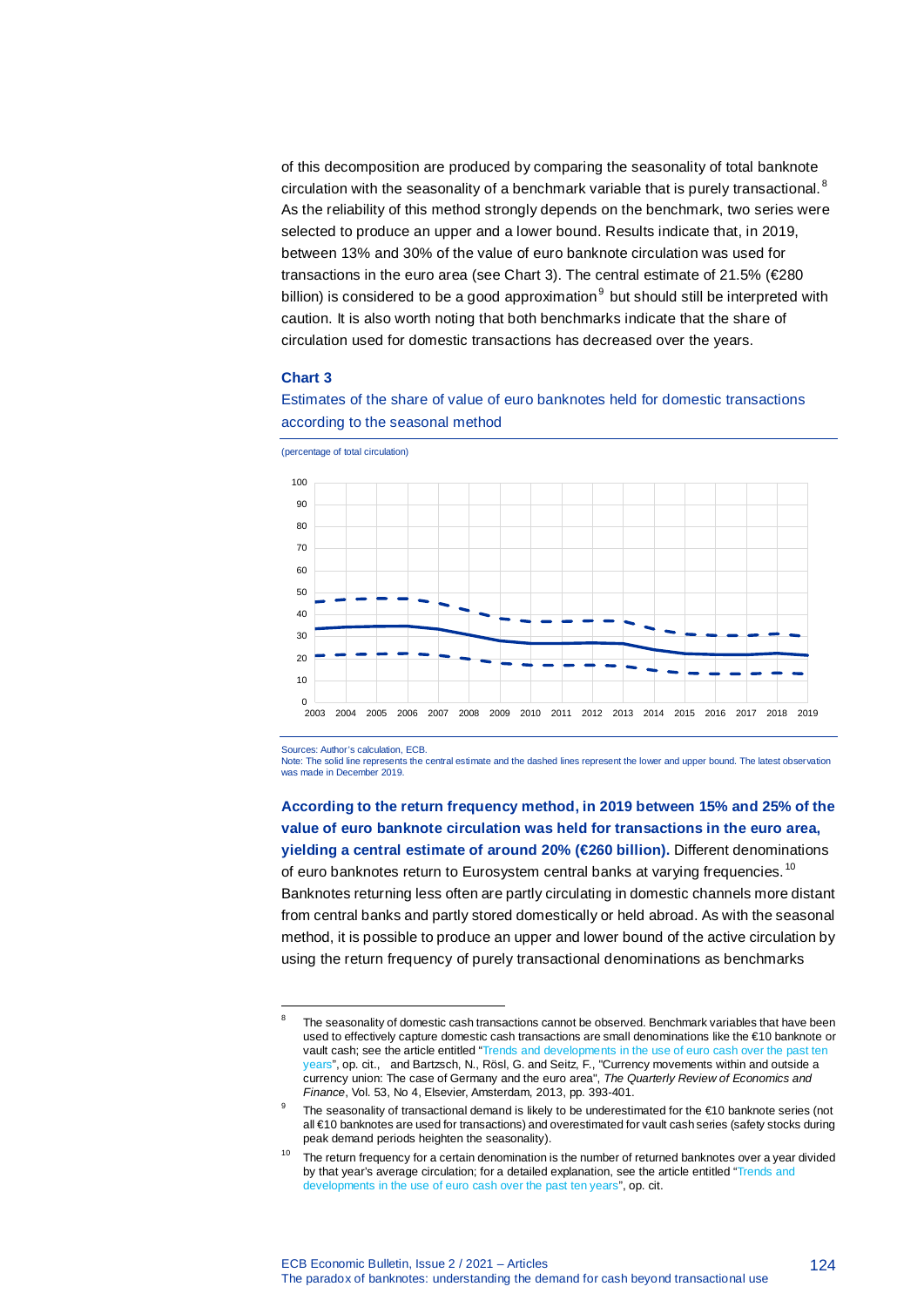of this decomposition are produced by comparing the seasonality of total banknote circulation with the seasonality of a benchmark variable that is purely transactional.[8] As the reliability of this method strongly depends on the benchmark, two series were selected to produce an upper and a lower bound. Results indicate that, in 2019, between 13% and 30% of the value of euro banknote circulation was used for transactions in the euro area (see Chart 3). The central estimate of 21.5% (€280 billion) is considered to be a good approximation[9] but should still be treated with caution. It is also worth noting that both benchmarks indicate that the share of circulation used for domestic transactions has decreased over the years.

**Chart 3**

Estimates of the share of value of euro banknotes held for domestic transactions according to the seasonal method

(percentage of total circulation)

Sources: Author's calculation, ECB.
Note: The solid line represents the central estimate and the dashed lines represent the lower and upper bound. The latest observation was made in December 2019.

**According to the return frequency method, in 2019 between 15% and 25% of the value of euro banknote circulation was held for transactions in the euro area, yielding a central estimate of around 20% (€260 billion).** Different denominations of euro banknotes return to Eurosystem central banks at varying frequencies.[10] Banknotes returning less often are partly circulating in domestic channels more distant from central banks and partly stored domestically or held abroad. As with the seasonal method, it is possible to produce an upper and lower bound of the active circulation by using the return frequency of purely transactional denominations as benchmarks

---

[8] The seasonality of domestic cash transactions cannot be observed. Benchmark variables that have been used to effectively capture domestic cash transactions are small denominations like the €10 banknote or vault cash; see the article entitled "Trends and developments in the use of euro cash over the past ten years", op. cit., and Bartzsch, N., Rösl, G. and Seitz, F., "Currency movements within and outside a currency union: The case of Germany and the euro area", *The Quarterly Review of Economics and Finance*, Vol. 53, No 4, Elsevier, Amsterdam, 2013, pp. 393-401.

[9] The seasonality of transactional demand is likely to be underestimated for the €10 banknote series (not all €10 banknotes are used for transactions) and overestimated for vault cash series (safety stocks during peak demand periods heighten the seasonality).

[10] The return frequency for a certain denomination is the number of returned banknotes over a year divided by that year's average circulation; for a detailed explanation, see the article entitled "Trends and developments in the use of euro cash over the past ten years", op. cit.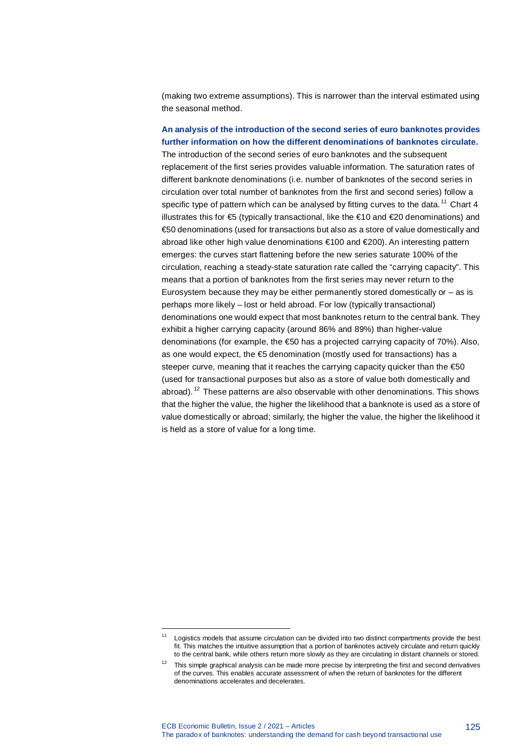(making two extreme assumptions). This is narrower than the interval estimated using the seasonal method.

**An analysis of the introduction of the second series of euro banknotes provides further information on how the different denominations of banknotes circulate.** The introduction of the second series of euro banknotes and the subsequent replacement of the first series provides valuable information. The saturation rates of different banknote denominations (i.e. number of banknotes of the second series in circulation over total number of banknotes from the first and second series) follow a specific type of pattern which can be analysed by fitting curves to the data.[11] Chart 4 illustrates this for €5 (typically transactional, like the €10 and €20 denominations) and €50 denominations (used for transactions but also as a store of value domestically and abroad like other high value denominations €100 and €200). An interesting pattern emerges: the curves start flattening before the new series saturate 100% of the circulation, reaching a steady-state saturation rate called the "carrying capacity". This means that a portion of banknotes from the first series may never return to the Eurosystem because they may be either permanently stored domestically or – as is perhaps more likely – lost or held abroad. For low (typically transactional) denominations one would expect that most banknotes return to the central bank. They exhibit a higher carrying capacity (around 86% and 89%) than higher-value denominations (for example, the €50 has a projected carrying capacity of 70%). Also, as one would expect, the €5 denomination (mostly used for transactions) has a steeper curve, meaning that it reaches the carrying capacity quicker than the €50 (used for transactional purposes but also as a store of value both domestically and abroad).[12] These patterns are also observable with other denominations. This shows that the higher the value, the higher the likelihood that a banknote is used as a store of value domestically or abroad; similarly, the higher the value, the higher the likelihood it is held as a store of value for a long time.

---

[11] Logistics models that assume circulation can be divided into two distinct compartments provide the best fit. This matches the intuitive assumption that a portion of banknotes actively circulate and return quickly to the central bank, while others return more slowly as they are circulating in distant channels or stored.

[12] This simple graphical analysis can be made more precise by interpreting the first and second derivatives of the curves. This enables accurate assessment of when the return of banknotes for the different denominations accelerates and decelerates.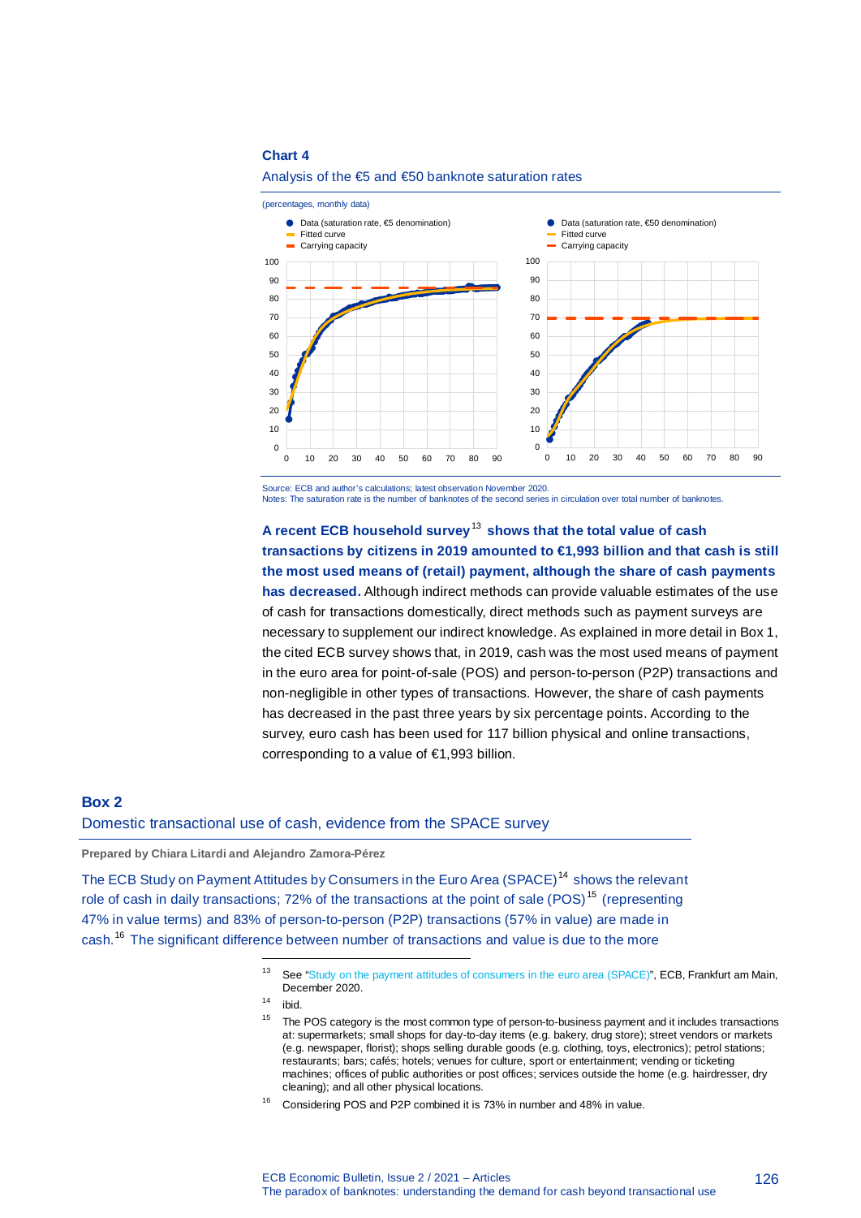**Chart 4**

Analysis of the €5 and €50 banknote saturation rates

(percentages, monthly data)

Source: ECB and author's calculations; latest observation November 2020.
Notes: The saturation rate is the number of banknotes of the second series in circulation over total number of banknotes.

**A recent ECB household survey[13] shows that the total value of cash transactions by citizens in 2019 amounted to €1,993 billion and that cash is still the most used means of (retail) payment, although the share of cash payments has decreased.** Although indirect methods can provide valuable estimates of the use of cash for transactions domestically, direct methods such as payment surveys are necessary to supplement our indirect knowledge. As explained in more detail in Box 1, the cited ECB survey shows that, in 2019, cash was the most used means of payment in the euro area for point-of-sale (POS) and person-to-person (P2P) transactions and non-negligible in other types of transactions. However, the share of cash payments has decreased in the past three years by six percentage points. According to the survey, euro cash has been used for 117 billion physical and online transactions, corresponding to a value of €1,993 billion.

## Box 2

## Domestic transactional use of cash, evidence from the SPACE survey

**Prepared by Chiara Litardi and Alejandro Zamora-Pérez**

The ECB Study on Payment Attitudes by Consumers in the Euro Area (SPACE)[14] shows the relevant role of cash in daily transactions; 72% of the transactions at the point of sale (POS)[15] (representing 47% in value terms) and 83% of person-to-person (P2P) transactions (57% in value) are made in cash.[16] The significant difference between number of transactions and value is due to the more

[13] See "Study on the payment attitudes of consumers in the euro area (SPACE)", ECB, Frankfurt am Main, December 2020.

[14] ibid.

[15] The POS category is the most common type of person-to-business payment and it includes transactions at: supermarkets; small shops for day-to-day items (e.g. bakery, drug store); street vendors or markets (e.g. newspaper, florist); shops selling durable goods (e.g. clothing, toys, electronics); petrol stations; restaurants; bars; cafés; hotels; venues for culture, sport or entertainment; vending or ticketing machines; offices of public authorities or post offices; services outside the home (e.g. hairdresser, dry cleaning); and all other physical locations.

[16] Considering POS and P2P combined it is 73% in number and 48% in value.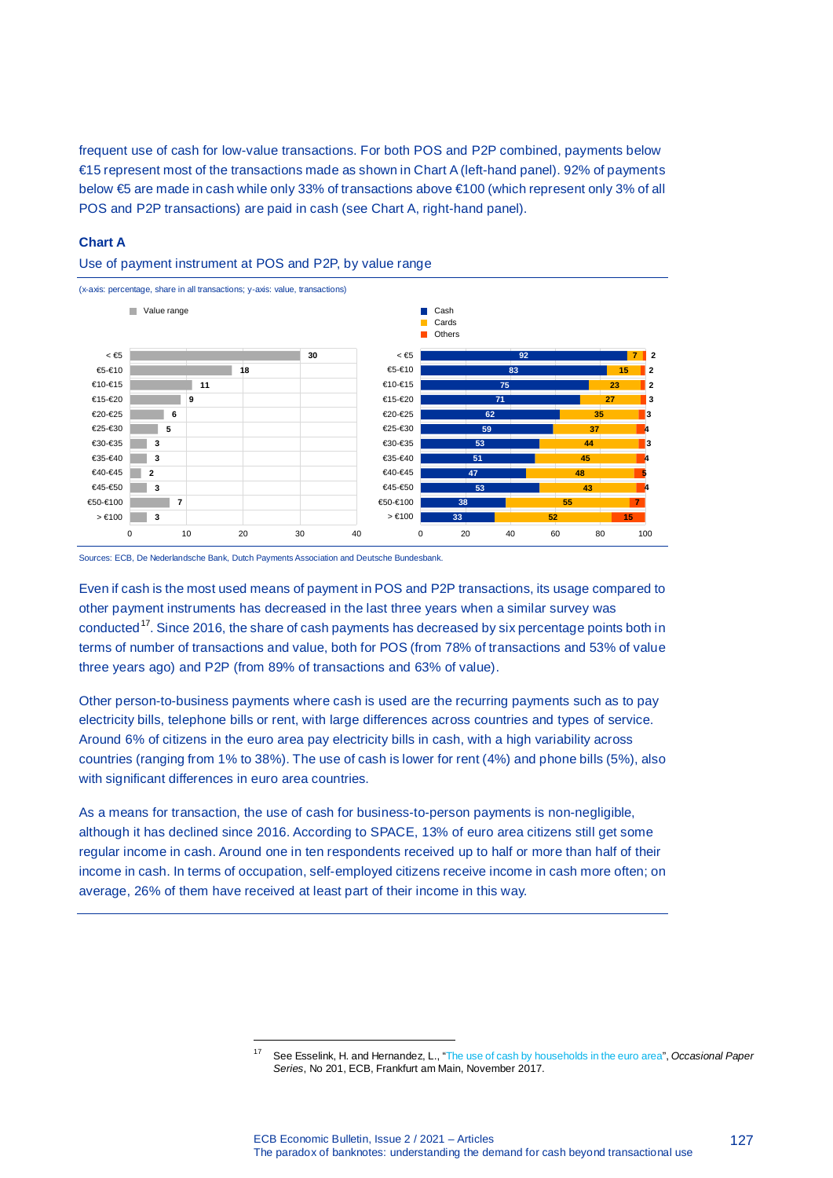frequent use of cash for low-value transactions. For both POS and P2P combined, payments below €15 represent most of the transactions made as shown in Chart A (left-hand panel). 92% of payments below €5 are made in cash while only 33% of transactions above €100 (which represent only 3% of all POS and P2P transactions) are paid in cash (see Chart A, right-hand panel).

**Chart A**

Use of payment instrument at POS and P2P, by value range

(x-axis: percentage, share in all transactions; y-axis: value, transactions)

| Value range | Share in all transactions | Cash | Cards | Others |
|---|---|---|---|---|
| < €5 | 30 | 92 | 7 | 2 |
| €5-€10 | 18 | 83 | 15 | 2 |
| €10-€15 | 11 | 75 | 23 | 2 |
| €15-€20 | 9 | 71 | 27 | 3 |
| €20-€25 | 6 | 62 | 35 | 3 |
| €25-€30 | 5 | 59 | 37 | 4 |
| €30-€35 | 3 | 53 | 44 | 3 |
| €35-€40 | 3 | 51 | 45 | 4 |
| €40-€45 | 2 | 47 | 48 | 5 |
| €45-€50 | 3 | 53 | 43 | 4 |
| €50-€100 | 7 | 38 | 55 | 7 |
| > €100 | 3 | 33 | 52 | 15 |

Sources: ECB, De Nederlandsche Bank, Dutch Payments Association and Deutsche Bundesbank.

Even if cash is the most used means of payment in POS and P2P transactions, its usage compared to other payment instruments has decreased in the last three years when a similar survey was conducted[17]. Since 2016, the share of cash payments has decreased by six percentage points both in terms of number of transactions and value, both for POS (from 78% of transactions and 53% of value three years ago) and P2P (from 89% of transactions and 63% of value).

Other person-to-business payments where cash is used are the recurring payments such as to pay electricity bills, telephone bills or rent, with large differences across countries and types of service. Around 6% of citizens in the euro area pay electricity bills in cash, with a high variability across countries (ranging from 1% to 38%). The use of cash is lower for rent (4%) and phone bills (5%), also with significant differences in euro area countries.

As a means for transaction, the use of cash for business-to-person payments is non-negligible, although it has declined since 2016. According to SPACE, 13% of euro area citizens still get some regular income in cash. Around one in ten respondents received up to half or more than half of their income in cash. In terms of occupation, self-employed citizens receive income in cash more often; on average, 26% of them have received at least part of their income in this way.

[17] See Esselink, H. and Hernandez, L., "The use of cash by households in the euro area", *Occasional Paper Series*, No 201, ECB, Frankfurt am Main, November 2017.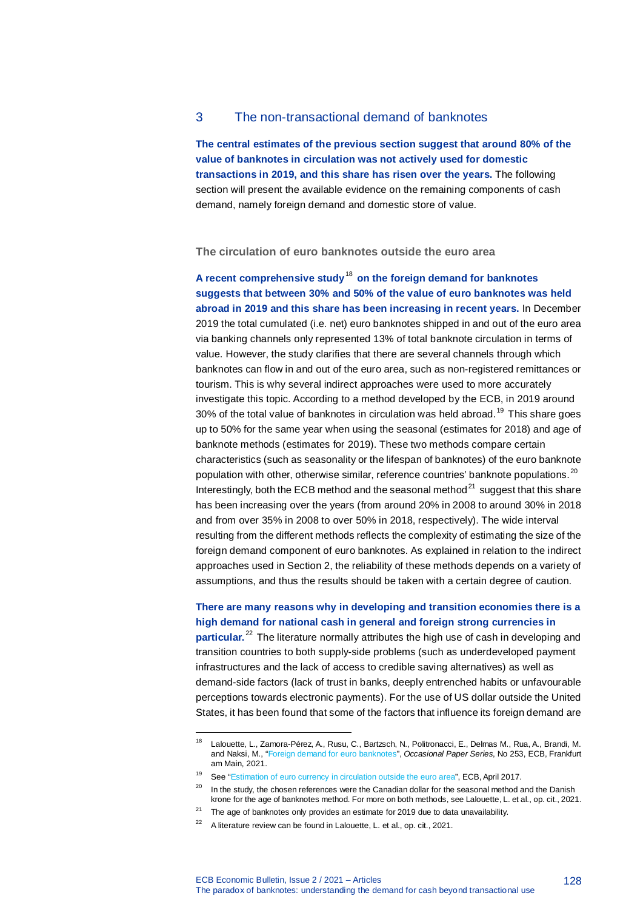## 3 The non-transactional demand of banknotes

**The central estimates of the previous section suggest that around 80% of the value of banknotes in circulation was not actively used for domestic transactions in 2019, and this share has risen over the years.** The following section will present the available evidence on the remaining components of cash demand, namely foreign demand and domestic store of value.

### The circulation of euro banknotes outside the euro area

**A recent comprehensive study[18] on the foreign demand for banknotes suggests that between 30% and 50% of the value of euro banknotes was held abroad in 2019 and this share has been increasing in recent years.** In December 2019 the total cumulated (i.e. net) euro banknotes shipped in and out of the euro area via banking channels only represented 13% of total banknote circulation in terms of value. However, the study clarifies that there are several channels through which banknotes can flow in and out of the euro area, such as non-registered remittances or tourism. This is why several indirect approaches were used to more accurately investigate this topic. According to a method developed by the ECB, in 2019 around 30% of the total value of banknotes in circulation was held abroad.[19] This share goes up to 50% for the same year when using the seasonal (estimates for 2018) and age of banknote methods (estimates for 2019). These two methods compare certain characteristics (such as seasonality or the lifespan of banknotes) of the euro banknote population with other, otherwise similar, reference countries' banknote populations.[20] Interestingly, both the ECB method and the seasonal method[21] suggest that this share has been increasing over the years (from around 20% in 2008 to around 30% in 2018 and from over 35% in 2008 to over 50% in 2018, respectively). The wide interval resulting from the different methods reflects the complexity of estimating the size of the foreign demand component of euro banknotes. As explained in relation to the indirect approaches used in Section 2, the reliability of these methods depends on a variety of assumptions, and thus the results should be taken with a certain degree of caution.

**There are many reasons why in developing and transition economies there is a high demand for national cash in general and foreign strong currencies in particular.**[22] The literature normally attributes the high use of cash in developing and transition countries to both supply-side problems (such as underdeveloped payment infrastructures and the lack of access to credible saving alternatives) as well as demand-side factors (lack of trust in banks, deeply entrenched habits or unfavourable perceptions towards electronic payments). For the use of US dollar outside the United States, it has been found that some of the factors that influence its foreign demand are

---

[18] Lalouette, L., Zamora-Pérez, A., Rusu, C., Bartzsch, N., Politronacci, E., Delmas M., Rua, A., Brandi, M. and Naksi, M., "Foreign demand for euro banknotes", *Occasional Paper Series*, No 253, ECB, Frankfurt am Main, 2021.

[19] See "Estimation of euro currency in circulation outside the euro area", ECB, April 2017.

[20] In the study, the chosen references were the Canadian dollar for the seasonal method and the Danish krone for the age of banknotes method. For more on both methods, see Lalouette, L. et al., op. cit., 2021.

[21] The age of banknotes only provides an estimate for 2019 due to data unavailability.

[22] A literature review can be found in Lalouette, L. et al., op. cit., 2021.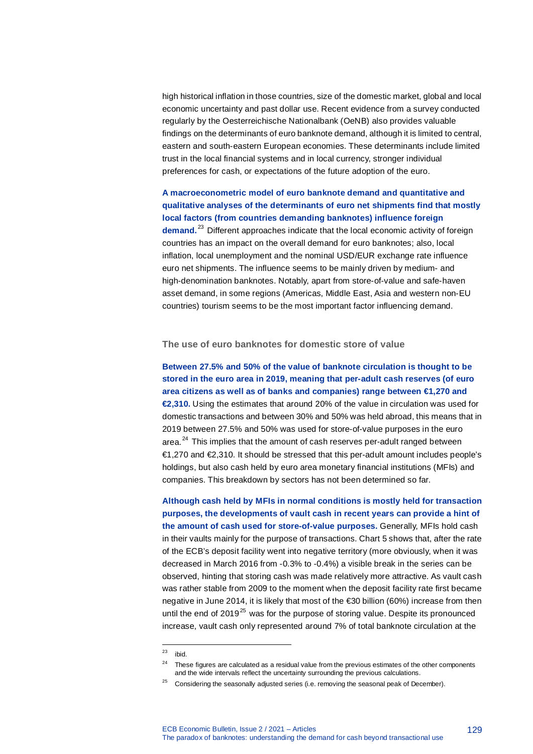high historical inflation in those countries, size of the domestic market, global and local economic uncertainty and past dollar use. Recent evidence from a survey conducted regularly by the Oesterreichische Nationalbank (OeNB) also provides valuable findings on the determinants of euro banknote demand, although it is limited to central, eastern and south-eastern European economies. These determinants include limited trust in the local financial systems and in local currency, stronger individual preferences for cash, or expectations of the future adoption of the euro.

**A macroeconometric model of euro banknote demand and quantitative and qualitative analyses of the determinants of euro net shipments find that mostly local factors (from countries demanding banknotes) influence foreign demand.**[23] Different approaches indicate that the local economic activity of foreign countries has an impact on the overall demand for euro banknotes; also, local inflation, local unemployment and the nominal USD/EUR exchange rate influence euro net shipments. The influence seems to be mainly driven by medium- and high-denomination banknotes. Notably, apart from store-of-value and safe-haven asset demand, in some regions (Americas, Middle East, Asia and western non-EU countries) tourism seems to be the most important factor influencing demand.

### The use of euro banknotes for domestic store of value

**Between 27.5% and 50% of the value of banknote circulation is thought to be stored in the euro area in 2019, meaning that per-adult cash reserves (of euro area citizens as well as of banks and companies) range between €1,270 and €2,310.** Using the estimates that around 20% of the value in circulation was used for domestic transactions and between 30% and 50% was held abroad, this means that in 2019 between 27.5% and 50% was used for store-of-value purposes in the euro area.[24] This implies that the amount of cash reserves per-adult ranged between €1,270 and €2,310. It should be stressed that this per-adult amount includes people's holdings, but also cash held by euro area monetary financial institutions (MFIs) and companies. This breakdown by sectors has not been determined so far.

**Although cash held by MFIs in normal conditions is mostly held for transaction purposes, the developments of vault cash in recent years can provide a hint of the amount of cash used for store-of-value purposes.** Generally, MFIs hold cash in their vaults mainly for the purpose of transactions. Chart 5 shows that, after the rate of the ECB's deposit facility went into negative territory (more obviously, when it was decreased in March 2016 from -0.3% to -0.4%) a visible break in the series can be observed, hinting that storing cash was made relatively more attractive. As vault cash was rather stable from 2009 to the moment when the deposit facility rate first became negative in June 2014, it is likely that most of the €30 billion (60%) increase from then until the end of 2019[25] was for the purpose of storing value. Despite its pronounced increase, vault cash only represented around 7% of total banknote circulation at the

---

[23] ibid.

[24] These figures are calculated as a residual value from the previous estimates of the other components and the wide intervals reflect the uncertainty surrounding the previous calculations.

[25] Considering the seasonally adjusted series (i.e. removing the seasonal peak of December).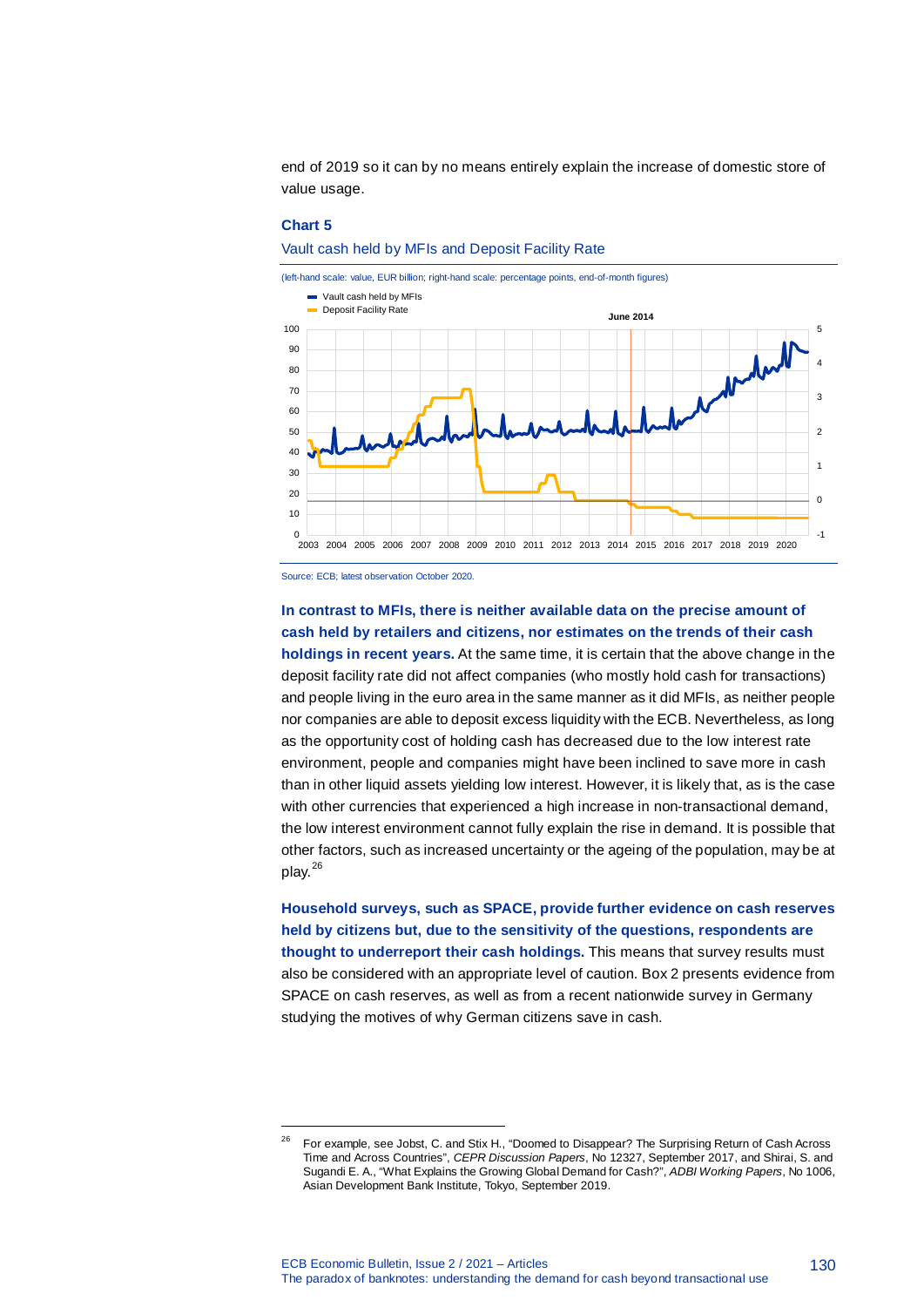end of 2019 so it can by no means entirely explain the increase of domestic store of value usage.

**Chart 5**

Vault cash held by MFIs and Deposit Facility Rate

(left-hand scale: value, EUR billion; right-hand scale: percentage points, end-of-month figures)

Source: ECB; latest observation October 2020.

**In contrast to MFIs, there is neither available data on the precise amount of cash held by retailers and citizens, nor estimates on the trends of their cash holdings in recent years.** At the same time, it is certain that the above change in the deposit facility rate did not affect companies (who mostly hold cash for transactions) and people living in the euro area in the same manner as it did MFIs, as neither people nor companies are able to deposit excess liquidity with the ECB. Nevertheless, as long as the opportunity cost of holding cash has decreased due to the low interest rate environment, people and companies might have been inclined to save more in cash than in other liquid assets yielding low interest. However, it is likely that, as is the case with other currencies that experienced a high increase in non-transactional demand, the low interest environment cannot fully explain the rise in demand. It is possible that other factors, such as increased uncertainty or the ageing of the population, may be at play.[26]

**Household surveys, such as SPACE, provide further evidence on cash reserves held by citizens but, due to the sensitivity of the questions, respondents are thought to underreport their cash holdings.** This means that survey results must also be considered with an appropriate level of caution. Box 2 presents evidence from SPACE on cash reserves, as well as from a recent nationwide survey in Germany studying the motives of why German citizens save in cash.

[26] For example, see Jobst, C. and Stix H., "Doomed to Disappear? The Surprising Return of Cash Across Time and Across Countries", *CEPR Discussion Papers*, No 12327, September 2017, and Shirai, S. and Sugandi E. A., "What Explains the Growing Global Demand for Cash?", *ADBI Working Papers*, No 1006, Asian Development Bank Institute, Tokyo, September 2019.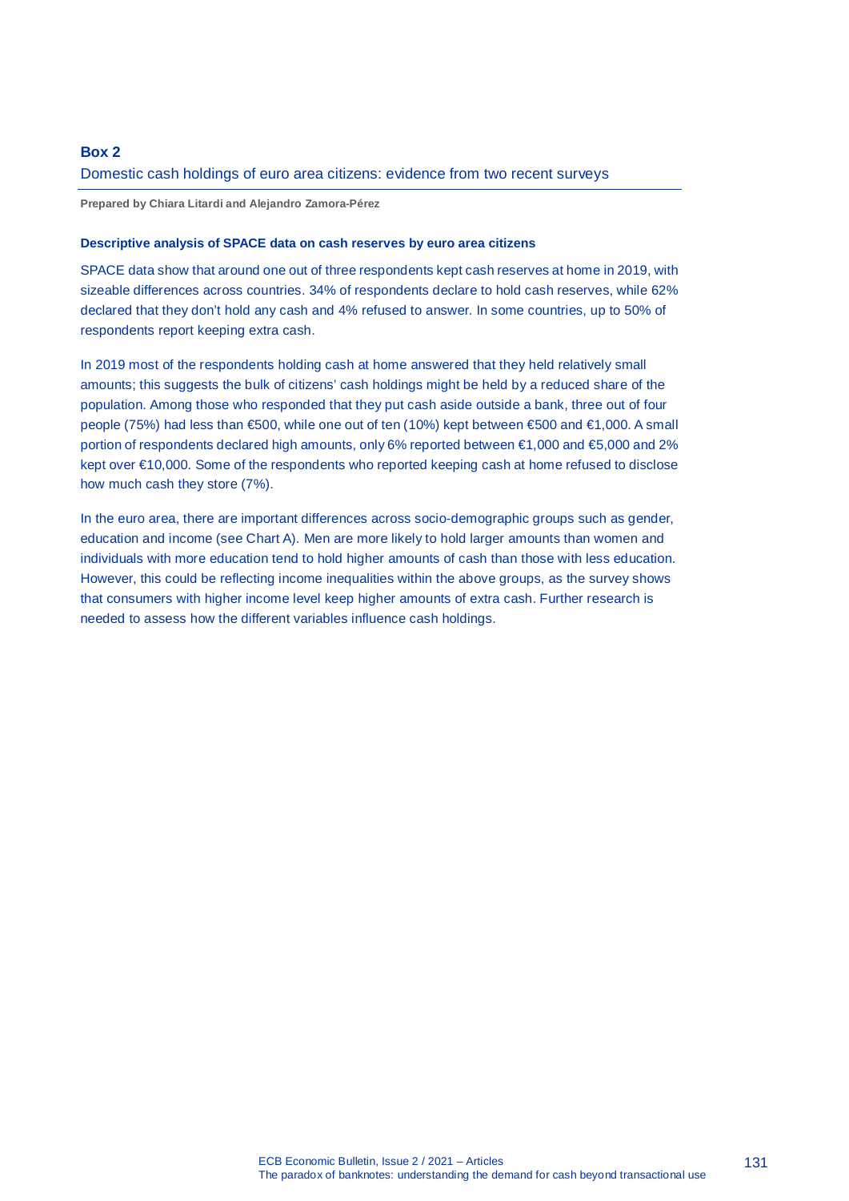## Box 2

### Domestic cash holdings of euro area citizens: evidence from two recent surveys

**Prepared by Chiara Litardi and Alejandro Zamora-Pérez**

#### Descriptive analysis of SPACE data on cash reserves by euro area citizens

SPACE data show that around one out of three respondents kept cash reserves at home in 2019, with sizeable differences across countries. 34% of respondents declare to hold cash reserves, while 62% declared that they don't hold any cash and 4% refused to answer. In some countries, up to 50% of respondents report keeping extra cash.

In 2019 most of the respondents holding cash at home answered that they held relatively small amounts; this suggests the bulk of citizens' cash holdings might be held by a reduced share of the population. Among those who responded that they put cash aside outside a bank, three out of four people (75%) had less than €500, while one out of ten (10%) kept between €500 and €1,000. A small portion of respondents declared high amounts, only 6% reported between €1,000 and €5,000 and 2% kept over €10,000. Some of the respondents who reported keeping cash at home refused to disclose how much cash they store (7%).

In the euro area, there are important differences across socio-demographic groups such as gender, education and income (see Chart A). Men are more likely to hold larger amounts than women and individuals with more education tend to hold higher amounts of cash than those with less education. However, this could be reflecting income inequalities within the above groups, as the survey shows that consumers with higher income level keep higher amounts of extra cash. Further research is needed to assess how the different variables influence cash holdings.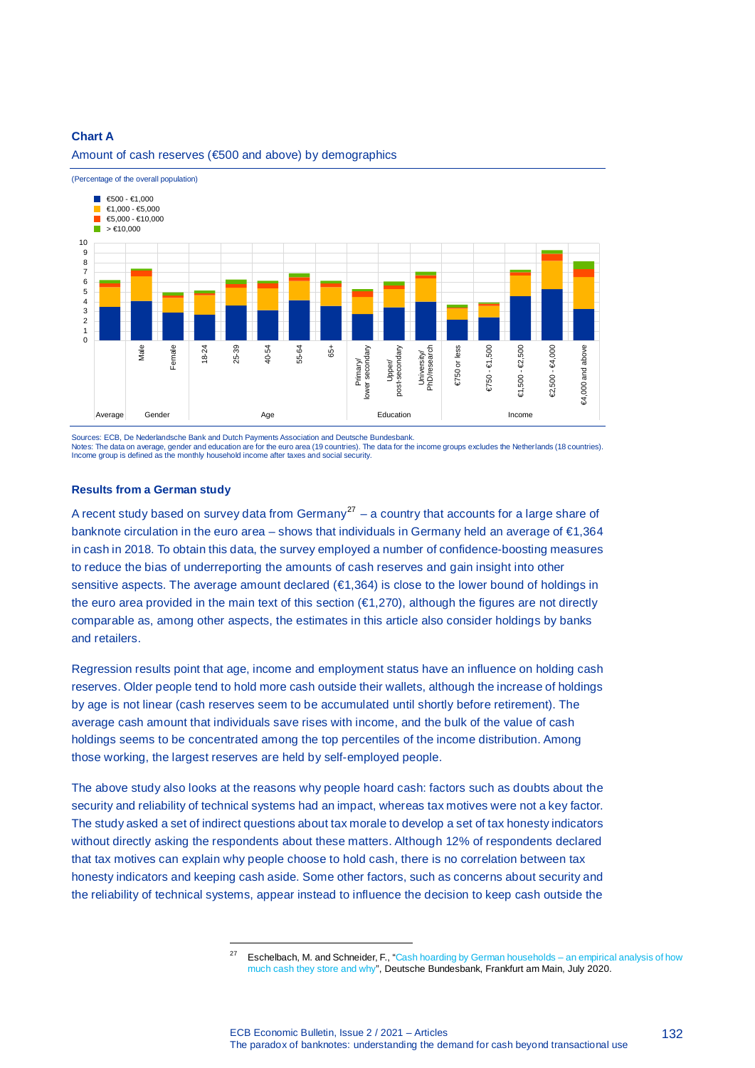**Chart A**

Amount of cash reserves (€500 and above) by demographics

(Percentage of the overall population)

Sources: ECB, De Nederlandsche Bank and Dutch Payments Association and Deutsche Bundesbank.
Notes: The data on average, gender and education are for the euro area (19 countries). The data for the income groups excludes the Netherlands (18 countries). Income group is defined as the monthly household income after taxes and social security.

### Results from a German study

A recent study based on survey data from Germany[27] – a country that accounts for a large share of banknote circulation in the euro area – shows that individuals in Germany held an average of €1,364 in cash in 2018. To obtain this data, the survey employed a number of confidence-boosting measures to reduce the bias of underreporting the amounts of cash reserves and gain insight into other sensitive aspects. The average amount declared (€1,364) is close to the lower bound of holdings in the euro area provided in the main text of this section (€1,270), although the figures are not directly comparable as, among other aspects, the estimates in this article also consider holdings by banks and retailers.

Regression results point that age, income and employment status have an influence on holding cash reserves. Older people tend to hold more cash outside their wallets, although the increase of holdings by age is not linear (cash reserves seem to be accumulated until shortly before retirement). The average cash amount that individuals save rises with income, and the bulk of the value of cash holdings seems to be concentrated among the top percentiles of the income distribution. Among those working, the largest reserves are held by self-employed people.

The above study also looks at the reasons why people hoard cash: factors such as doubts about the security and reliability of technical systems had an impact, whereas tax motives were not a key factor. The study asked a set of indirect questions about tax morale to develop a set of tax honesty indicators without directly asking the respondents about these matters. Although 12% of respondents declared that tax motives can explain why people choose to hold cash, there is no correlation between tax honesty indicators and keeping cash aside. Some other factors, such as concerns about security and the reliability of technical systems, appear instead to influence the decision to keep cash outside the

[27] Eschelbach, M. and Schneider, F., "Cash hoarding by German households – an empirical analysis of how much cash they store and why", Deutsche Bundesbank, Frankfurt am Main, July 2020.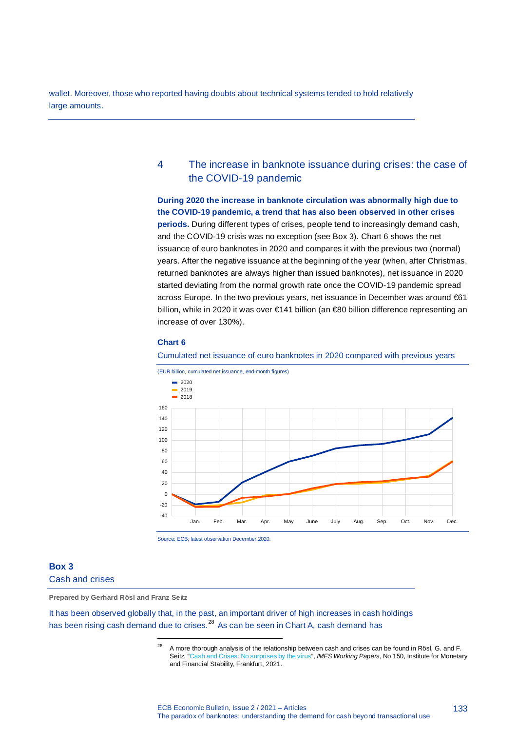wallet. Moreover, those who reported having doubts about technical systems tended to hold relatively large amounts.

## 4 The increase in banknote issuance during crises: the case of the COVID-19 pandemic

**During 2020 the increase in banknote circulation was abnormally high due to the COVID-19 pandemic, a trend that has also been observed in other crises periods.** During different types of crises, people tend to increasingly demand cash, and the COVID-19 crisis was no exception (see Box 3). Chart 6 shows the net issuance of euro banknotes in 2020 and compares it with the previous two (normal) years. After the negative issuance at the beginning of the year (when, after Christmas, returned banknotes are always higher than issued banknotes), net issuance in 2020 started deviating from the normal growth rate once the COVID-19 pandemic spread across Europe. In the two previous years, net issuance in December was around €61 billion, while in 2020 it was over €141 billion (an €80 billion difference representing an increase of over 130%).

**Chart 6**

Cumulated net issuance of euro banknotes in 2020 compared with previous years

(EUR billion, cumulated net issuance, end-month figures)

Source: ECB; latest observation December 2020.

### Box 3
### Cash and crises

**Prepared by Gerhard Rösl and Franz Seitz**

It has been observed globally that, in the past, an important driver of high increases in cash holdings has been rising cash demand due to crises.[28] As can be seen in Chart A, cash demand has

[28] A more thorough analysis of the relationship between cash and crises can be found in Rösl, G. and F. Seitz, "Cash and Crises: No surprises by the virus", *IMFS Working Papers*, No 150, Institute for Monetary and Financial Stability, Frankfurt, 2021.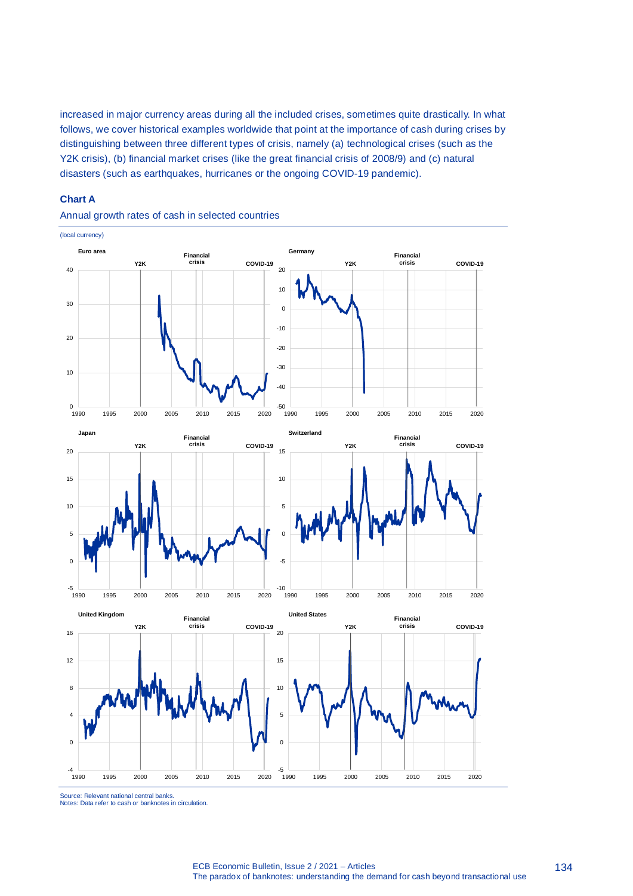increased in major currency areas during all the included crises, sometimes quite drastically. In what follows, we cover historical examples worldwide that point at the importance of cash during crises by distinguishing between three different types of crisis, namely (a) technological crises (such as the Y2K crisis), (b) financial market crises (like the great financial crisis of 2008/9) and (c) natural disasters (such as earthquakes, hurricanes or the ongoing COVID-19 pandemic).

**Chart A**

Annual growth rates of cash in selected countries

(local currency)

Source: Relevant national central banks.
Notes: Data refer to cash or banknotes in circulation.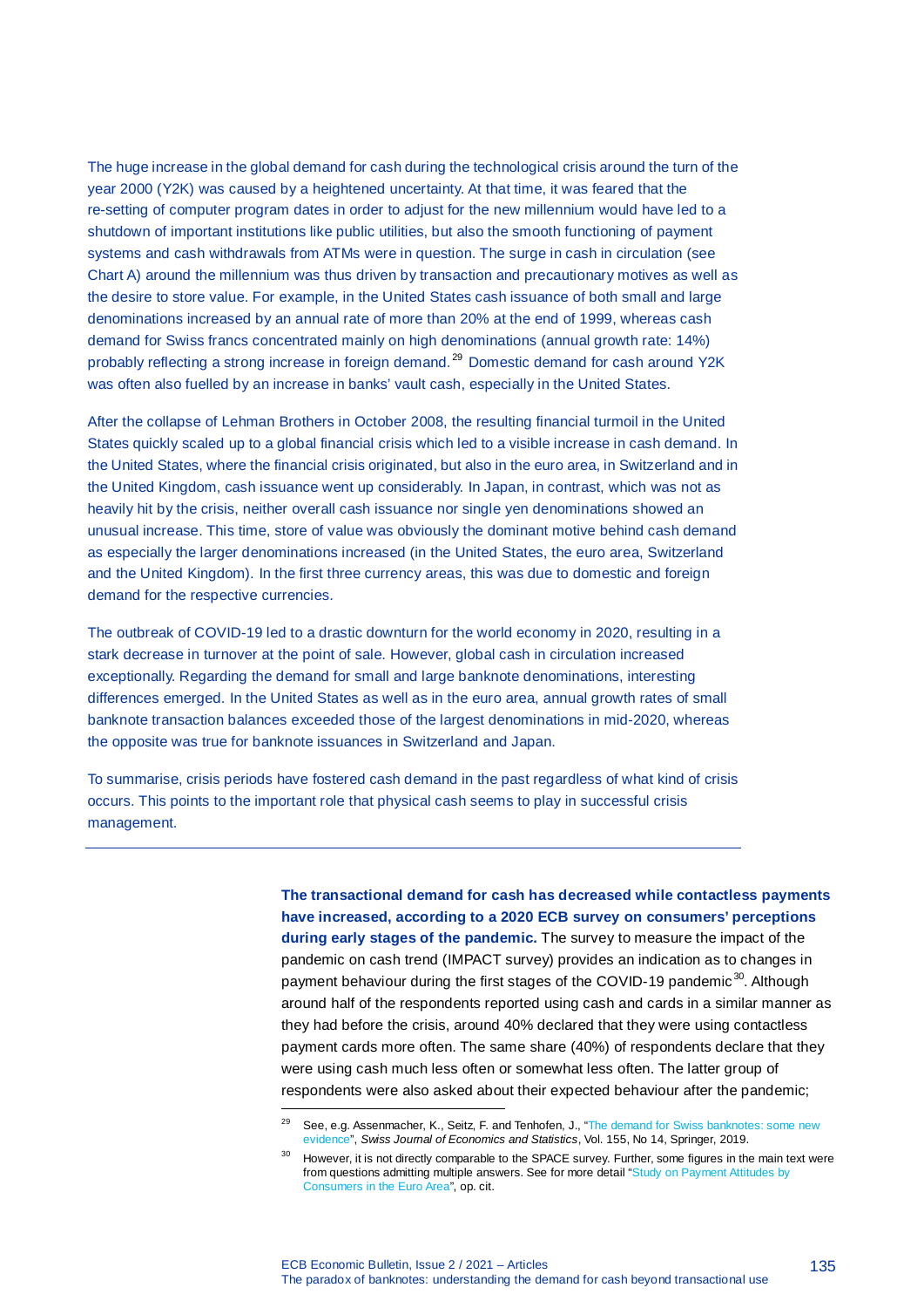The huge increase in the global demand for cash during the technological crisis around the turn of the year 2000 (Y2K) was caused by a heightened uncertainty. At that time, it was feared that the re-setting of computer program dates in order to adjust for the new millennium would have led to a shutdown of important institutions like public utilities, but also the smooth functioning of payment systems and cash withdrawals from ATMs were in question. The surge in cash in circulation (see Chart A) around the millennium was thus driven by transaction and precautionary motives as well as the desire to store value. For example, in the United States cash issuance of both small and large denominations increased by an annual rate of more than 20% at the end of 1999, whereas cash demand for Swiss francs concentrated mainly on high denominations (annual growth rate: 14%) probably reflecting a strong increase in foreign demand.[29] Domestic demand for cash around Y2K was often also fuelled by an increase in banks' vault cash, especially in the United States.

After the collapse of Lehman Brothers in October 2008, the resulting financial turmoil in the United States quickly scaled up to a global financial crisis which led to a visible increase in cash demand. In the United States, where the financial crisis originated, but also in the euro area, in Switzerland and in the United Kingdom, cash issuance went up considerably. In Japan, in contrast, which was not as heavily hit by the crisis, neither overall cash issuance nor single yen denominations showed an unusual increase. This time, store of value was obviously the dominant motive behind cash demand as especially the larger denominations increased (in the United States, the euro area, Switzerland and the United Kingdom). In the first three currency areas, this was due to domestic and foreign demand for the respective currencies.

The outbreak of COVID-19 led to a drastic downturn for the world economy in 2020, resulting in a stark decrease in turnover at the point of sale. However, global cash in circulation increased exceptionally. Regarding the demand for small and large banknote denominations, interesting differences emerged. In the United States as well as in the euro area, annual growth rates of small banknote transaction balances exceeded those of the largest denominations in mid-2020, whereas the opposite was true for banknote issuances in Switzerland and Japan.

To summarise, crisis periods have fostered cash demand in the past regardless of what kind of crisis occurs. This points to the important role that physical cash seems to play in successful crisis management.

---

**The transactional demand for cash has decreased while contactless payments have increased, according to a 2020 ECB survey on consumers' perceptions during early stages of the pandemic.** The survey to measure the impact of the pandemic on cash trend (IMPACT survey) provides an indication as to changes in payment behaviour during the first stages of the COVID-19 pandemic[30]. Although around half of the respondents reported using cash and cards in a similar manner as they had before the crisis, around 40% declared that they were using contactless payment cards more often. The same share (40%) of respondents declare that they were using cash much less often or somewhat less often. The latter group of respondents were also asked about their expected behaviour after the pandemic;

---

[29] See, e.g. Assenmacher, K., Seitz, F. and Tenhofen, J., "The demand for Swiss banknotes: some new evidence", *Swiss Journal of Economics and Statistics*, Vol. 155, No 14, Springer, 2019.

[30] However, it is not directly comparable to the SPACE survey. Further, some figures in the main text were from questions admitting multiple answers. See for more detail "Study on Payment Attitudes by Consumers in the Euro Area", op. cit.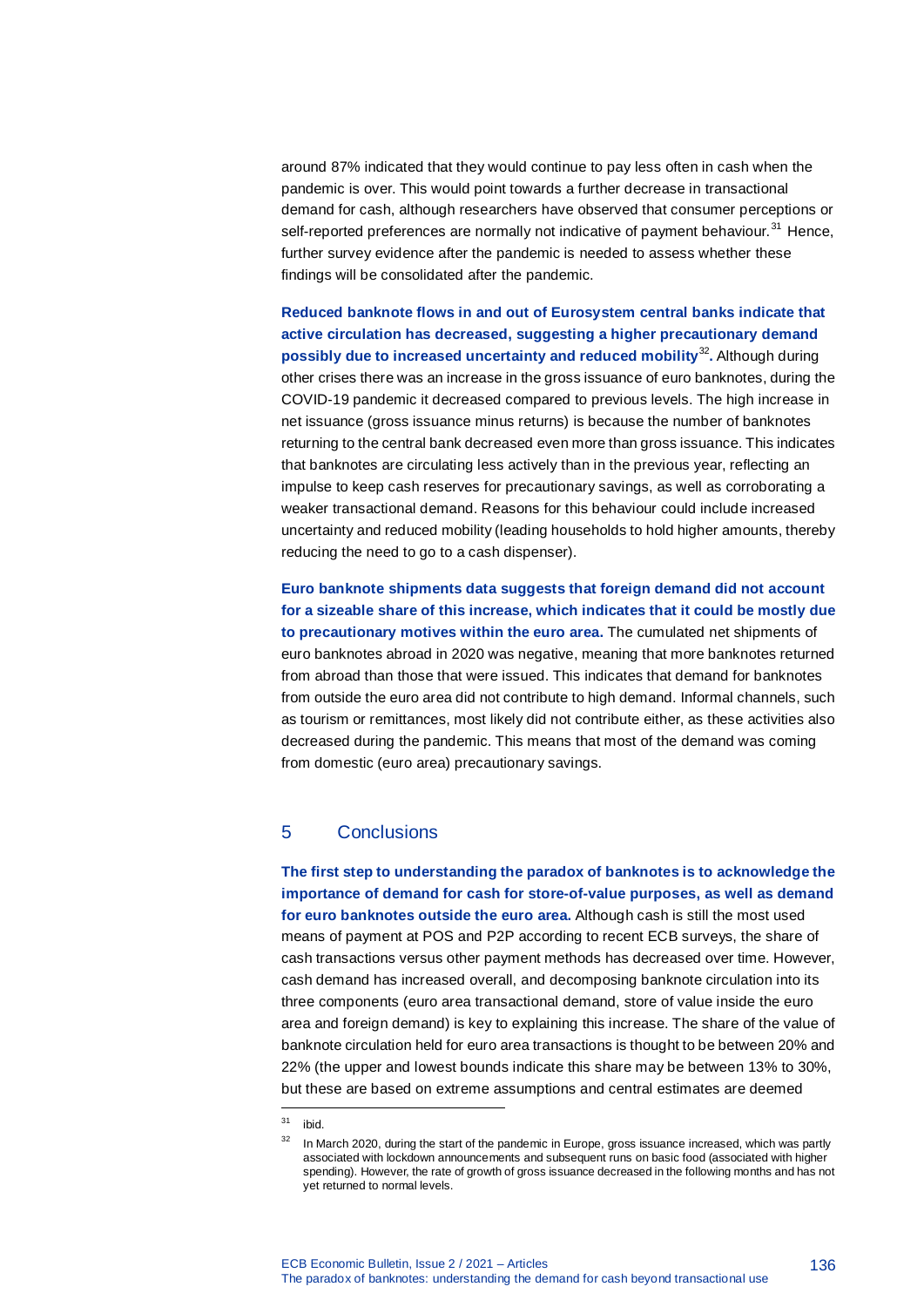around 87% indicated that they would continue to pay less often in cash when the pandemic is over. This would point towards a further decrease in transactional demand for cash, although researchers have observed that consumer perceptions or self-reported preferences are normally not indicative of payment behaviour.[31] Hence, further survey evidence after the pandemic is needed to assess whether these findings will be consolidated after the pandemic.

**Reduced banknote flows in and out of Eurosystem central banks indicate that active circulation has decreased, suggesting a higher precautionary demand possibly due to increased uncertainty and reduced mobility[32].** Although during other crises there was an increase in the gross issuance of euro banknotes, during the COVID-19 pandemic it decreased compared to previous levels. The high increase in net issuance (gross issuance minus returns) is because the number of banknotes returning to the central bank decreased even more than gross issuance. This indicates that banknotes are circulating less actively than in the previous year, reflecting an impulse to keep cash reserves for precautionary savings, as well as corroborating a weaker transactional demand. Reasons for this behaviour could include increased uncertainty and reduced mobility (leading households to hold higher amounts, thereby reducing the need to go to a cash dispenser).

**Euro banknote shipments data suggests that foreign demand did not account for a sizeable share of this increase, which indicates that it could be mostly due to precautionary motives within the euro area.** The cumulated net shipments of euro banknotes abroad in 2020 was negative, meaning that more banknotes returned from abroad than those that were issued. This indicates that demand for banknotes from outside the euro area did not contribute to high demand. Informal channels, such as tourism or remittances, most likely did not contribute either, as these activities also decreased during the pandemic. This means that most of the demand was coming from domestic (euro area) precautionary savings.

## 5 Conclusions

**The first step to understanding the paradox of banknotes is to acknowledge the importance of demand for cash for store-of-value purposes, as well as demand for euro banknotes outside the euro area.** Although cash is still the most used means of payment at POS and P2P according to recent ECB surveys, the share of cash transactions versus other payment methods has decreased over time. However, cash demand has increased overall, and decomposing banknote circulation into its three components (euro area transactional demand, store of value inside the euro area and foreign demand) is key to explaining this increase. The share of the value of banknote circulation held for euro area transactions is thought to be between 20% and 22% (the upper and lowest bounds indicate this share may be between 13% to 30%, but these are based on extreme assumptions and central estimates are deemed

---

[31] ibid.

[32] In March 2020, during the start of the pandemic in Europe, gross issuance increased, which was partly associated with lockdown announcements and subsequent runs on basic food (associated with higher spending). However, the rate of growth of gross issuance decreased in the following months and has not yet returned to normal levels.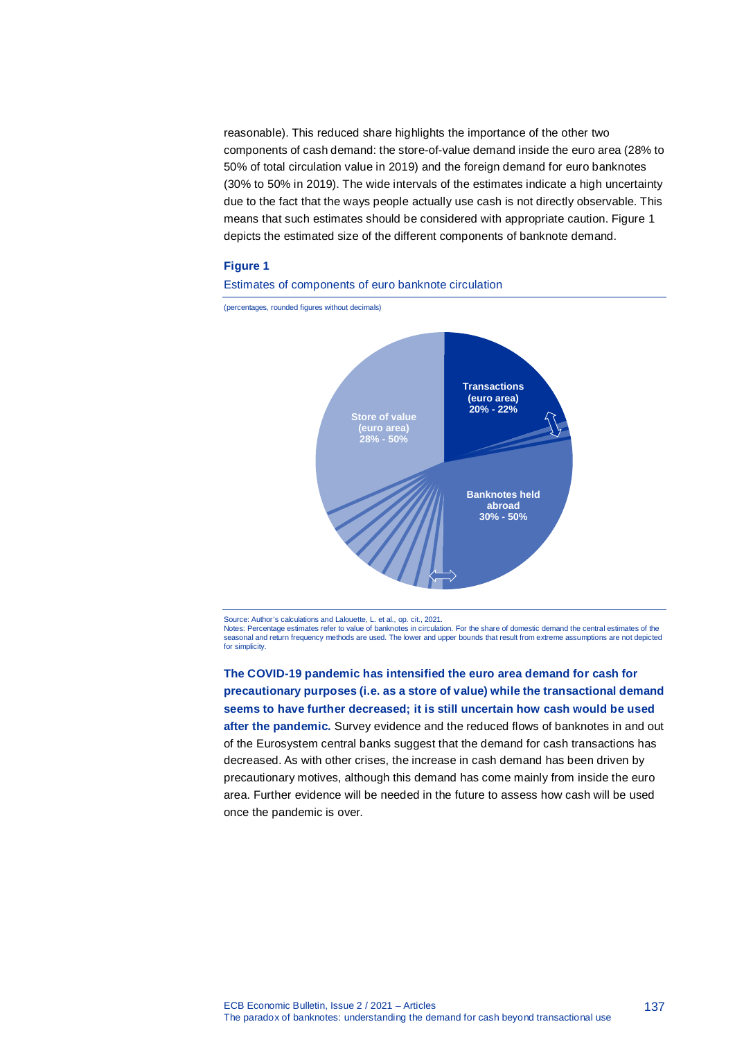reasonable). This reduced share highlights the importance of the other two components of cash demand: the store-of-value demand inside the euro area (28% to 50% of total circulation value in 2019) and the foreign demand for euro banknotes (30% to 50% in 2019). The wide intervals of the estimates indicate a high uncertainty due to the fact that the ways people actually use cash is not directly observable. This means that such estimates should be considered with appropriate caution. Figure 1 depicts the estimated size of the different components of banknote demand.

**Figure 1**

Estimates of components of euro banknote circulation

(percentages, rounded figures without decimals)

Transactions (euro area) 20% - 22%

Store of value (euro area) 28% - 50%

Banknotes held abroad 30% - 50%

Source: Author's calculations and Lalouette, L. et al., op. cit., 2021.
Notes: Percentage estimates refer to value of banknotes in circulation. For the share of domestic demand the central estimates of the seasonal and return frequency methods are used. The lower and upper bounds that result from extreme assumptions are not depicted for simplicity.

**The COVID-19 pandemic has intensified the euro area demand for cash for precautionary purposes (i.e. as a store of value) while the transactional demand seems to have further decreased; it is still uncertain how cash would be used after the pandemic.** Survey evidence and the reduced flows of banknotes in and out of the Eurosystem central banks suggest that the demand for cash transactions has decreased. As with other crises, the increase in cash demand has been driven by precautionary motives, although this demand has come mainly from inside the euro area. Further evidence will be needed in the future to assess how cash will be used once the pandemic is over.